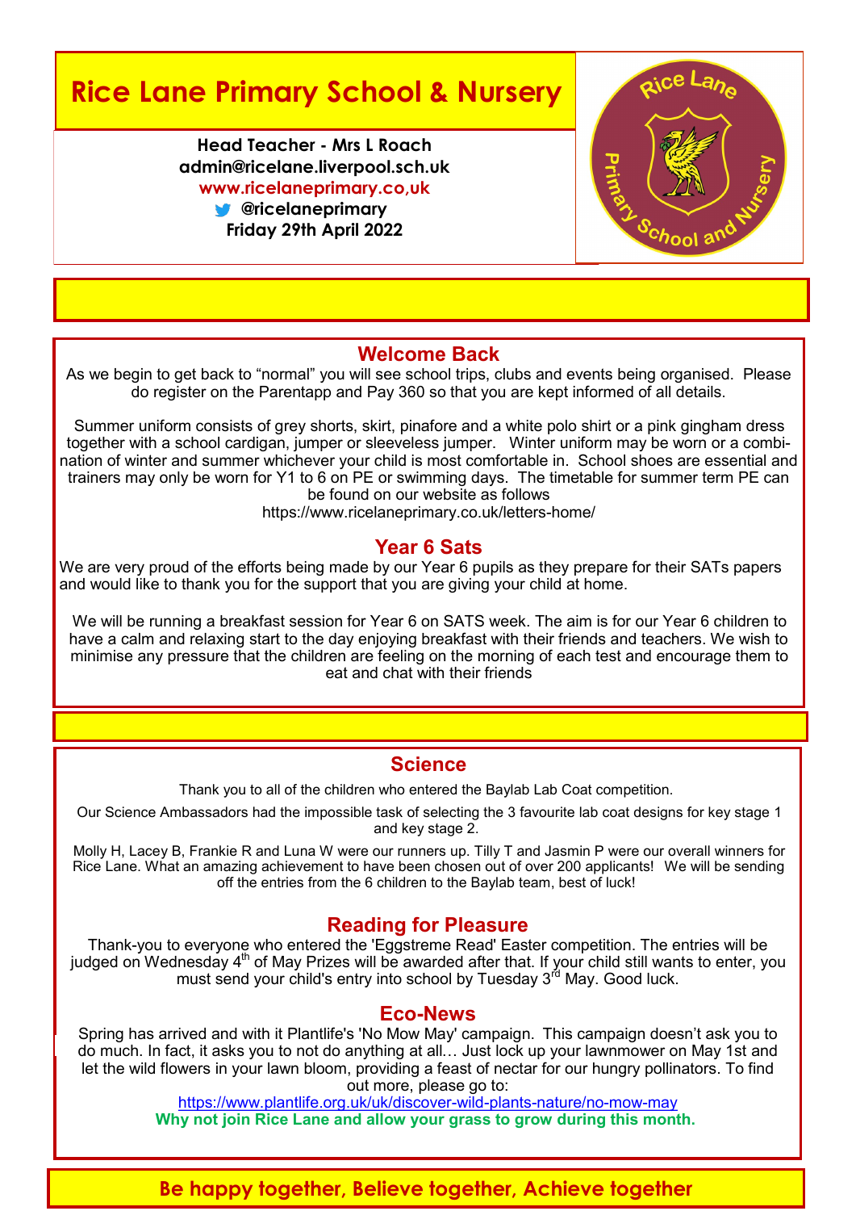# Rice Lane Primary School & Nursery

**Head Teacher - Mrs L Roach**
**admin@ricelane.liverpool.sch.uk**
**www.ricelaneprimary.co,uk**
**@ricelaneprimary**
**Friday 29th April 2022**

## Welcome Back

As we begin to get back to "normal" you will see school trips, clubs and events being organised. Please do register on the Parentapp and Pay 360 so that you are kept informed of all details.

Summer uniform consists of grey shorts, skirt, pinafore and a white polo shirt or a pink gingham dress together with a school cardigan, jumper or sleeveless jumper. Winter uniform may be worn or a combination of winter and summer whichever your child is most comfortable in. School shoes are essential and trainers may only be worn for Y1 to 6 on PE or swimming days. The timetable for summer term PE can be found on our website as follows
https://www.ricelaneprimary.co.uk/letters-home/

## Year 6 Sats

We are very proud of the efforts being made by our Year 6 pupils as they prepare for their SATs papers and would like to thank you for the support that you are giving your child at home.

We will be running a breakfast session for Year 6 on SATS week. The aim is for our Year 6 children to have a calm and relaxing start to the day enjoying breakfast with their friends and teachers. We wish to minimise any pressure that the children are feeling on the morning of each test and encourage them to eat and chat with their friends

## Science

Thank you to all of the children who entered the Baylab Lab Coat competition.

Our Science Ambassadors had the impossible task of selecting the 3 favourite lab coat designs for key stage 1 and key stage 2.

Molly H, Lacey B, Frankie R and Luna W were our runners up. Tilly T and Jasmin P were our overall winners for Rice Lane. What an amazing achievement to have been chosen out of over 200 applicants! We will be sending off the entries from the 6 children to the Baylab team, best of luck!

## Reading for Pleasure

Thank-you to everyone who entered the 'Eggstreme Read' Easter competition. The entries will be judged on Wednesday 4th of May Prizes will be awarded after that. If your child still wants to enter, you must send your child's entry into school by Tuesday 3rd May. Good luck.

## Eco-News

Spring has arrived and with it Plantlife's 'No Mow May' campaign. This campaign doesn't ask you to do much. In fact, it asks you to not do anything at all… Just lock up your lawnmower on May 1st and let the wild flowers in your lawn bloom, providing a feast of nectar for our hungry pollinators. To find out more, please go to:
https://www.plantlife.org.uk/uk/discover-wild-plants-nature/no-mow-may

**Why not join Rice Lane and allow your grass to grow during this month.**

**Be happy together, Believe together, Achieve together**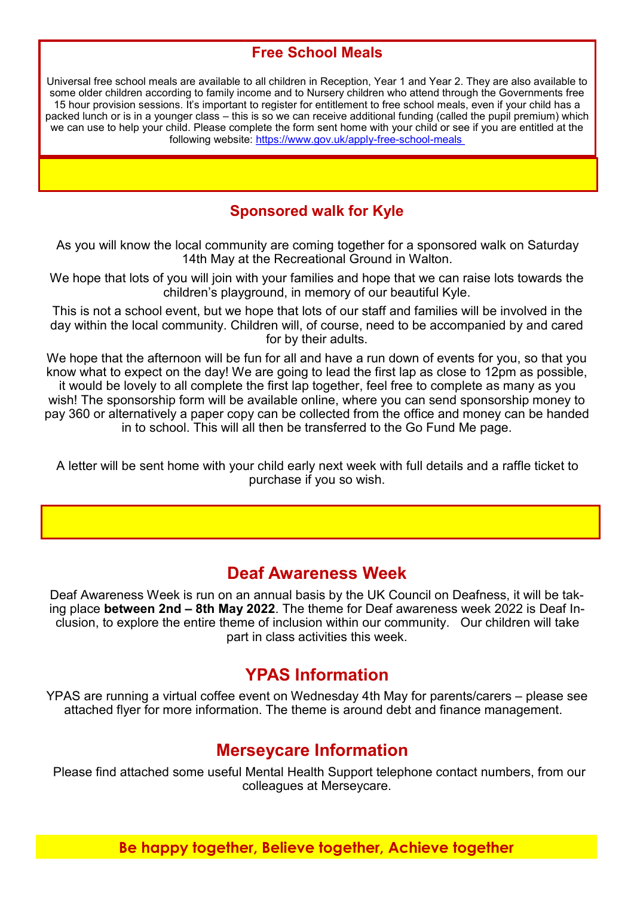## Free School Meals

Universal free school meals are available to all children in Reception, Year 1 and Year 2. They are also available to some older children according to family income and to Nursery children who attend through the Governments free 15 hour provision sessions. It's important to register for entitlement to free school meals, even if your child has a packed lunch or is in a younger class – this is so we can receive additional funding (called the pupil premium) which we can use to help your child. Please complete the form sent home with your child or see if you are entitled at the following website: [https://www.gov.uk/apply-free-school-meals](https://www.gov.uk/apply-free-school-meals)

## Sponsored walk for Kyle

As you will know the local community are coming together for a sponsored walk on Saturday 14th May at the Recreational Ground in Walton.

We hope that lots of you will join with your families and hope that we can raise lots towards the children's playground, in memory of our beautiful Kyle.

This is not a school event, but we hope that lots of our staff and families will be involved in the day within the local community. Children will, of course, need to be accompanied by and cared for by their adults.

We hope that the afternoon will be fun for all and have a run down of events for you, so that you know what to expect on the day! We are going to lead the first lap as close to 12pm as possible, it would be lovely to all complete the first lap together, feel free to complete as many as you wish! The sponsorship form will be available online, where you can send sponsorship money to pay 360 or alternatively a paper copy can be collected from the office and money can be handed in to school. This will all then be transferred to the Go Fund Me page.

A letter will be sent home with your child early next week with full details and a raffle ticket to purchase if you so wish.

## Deaf Awareness Week

Deaf Awareness Week is run on an annual basis by the UK Council on Deafness, it will be taking place **between 2nd – 8th May 2022**. The theme for Deaf awareness week 2022 is Deaf Inclusion, to explore the entire theme of inclusion within our community. Our children will take part in class activities this week.

## YPAS Information

YPAS are running a virtual coffee event on Wednesday 4th May for parents/carers – please see attached flyer for more information. The theme is around debt and finance management.

## Merseycare Information

Please find attached some useful Mental Health Support telephone contact numbers, from our colleagues at Merseycare.

**Be happy together, Believe together, Achieve together**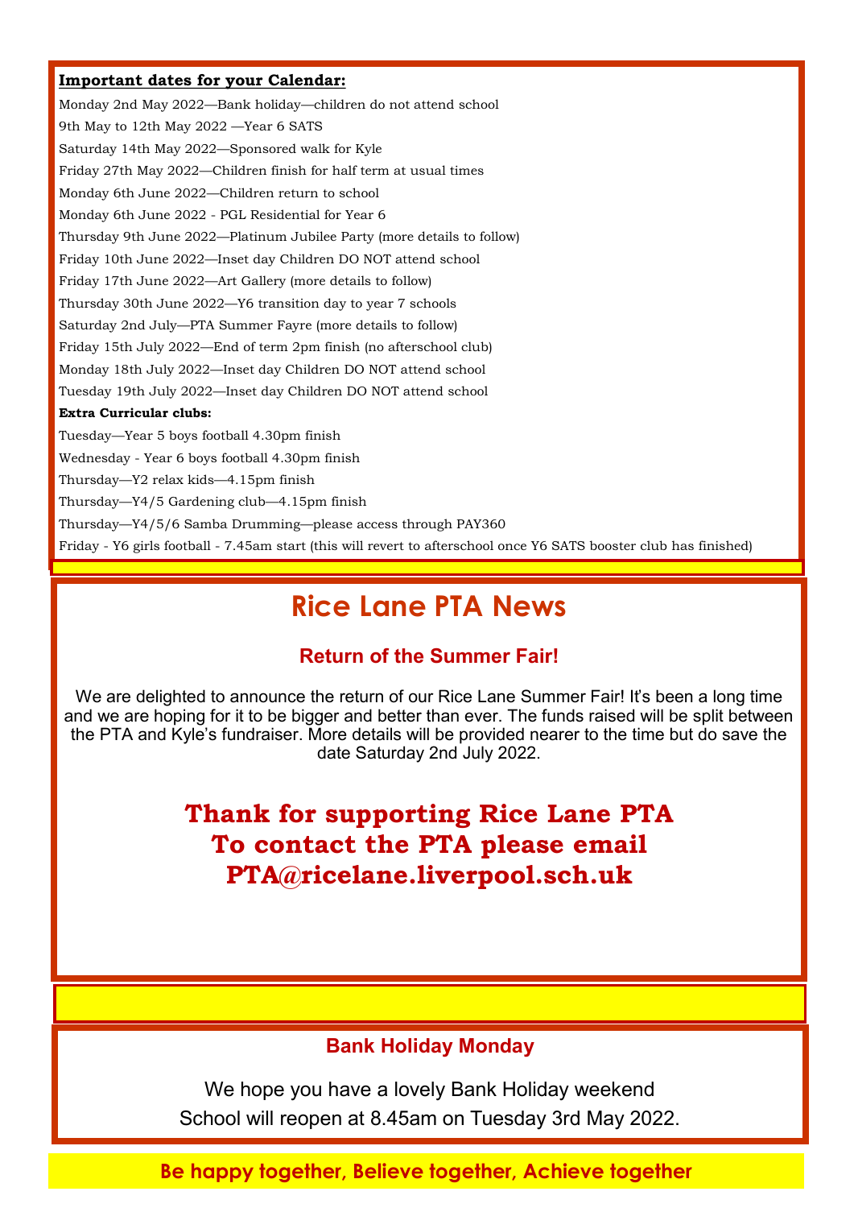**Important dates for your Calendar:**

Monday 2nd May 2022—Bank holiday—children do not attend school

9th May to 12th May 2022 —Year 6 SATS

Saturday 14th May 2022—Sponsored walk for Kyle

Friday 27th May 2022—Children finish for half term at usual times

Monday 6th June 2022—Children return to school

Monday 6th June 2022 - PGL Residential for Year 6

Thursday 9th June 2022—Platinum Jubilee Party (more details to follow)

Friday 10th June 2022—Inset day Children DO NOT attend school

Friday 17th June 2022—Art Gallery (more details to follow)

Thursday 30th June 2022—Y6 transition day to year 7 schools

Saturday 2nd July—PTA Summer Fayre (more details to follow)

Friday 15th July 2022—End of term 2pm finish (no afterschool club)

Monday 18th July 2022—Inset day Children DO NOT attend school

Tuesday 19th July 2022—Inset day Children DO NOT attend school

**Extra Curricular clubs:**

Tuesday—Year 5 boys football 4.30pm finish

Wednesday - Year 6 boys football 4.30pm finish

Thursday—Y2 relax kids—4.15pm finish

Thursday—Y4/5 Gardening club—4.15pm finish

Thursday—Y4/5/6 Samba Drumming—please access through PAY360

Friday - Y6 girls football - 7.45am start (this will revert to afterschool once Y6 SATS booster club has finished)

# Rice Lane PTA News

### Return of the Summer Fair!

We are delighted to announce the return of our Rice Lane Summer Fair! It's been a long time and we are hoping for it to be bigger and better than ever. The funds raised will be split between the PTA and Kyle's fundraiser. More details will be provided nearer to the time but do save the date Saturday 2nd July 2022.

**Thank for supporting Rice Lane PTA**
**To contact the PTA please email**
**PTA@ricelane.liverpool.sch.uk**

### Bank Holiday Monday

We hope you have a lovely Bank Holiday weekend

School will reopen at 8.45am on Tuesday 3rd May 2022.

**Be happy together, Believe together, Achieve together**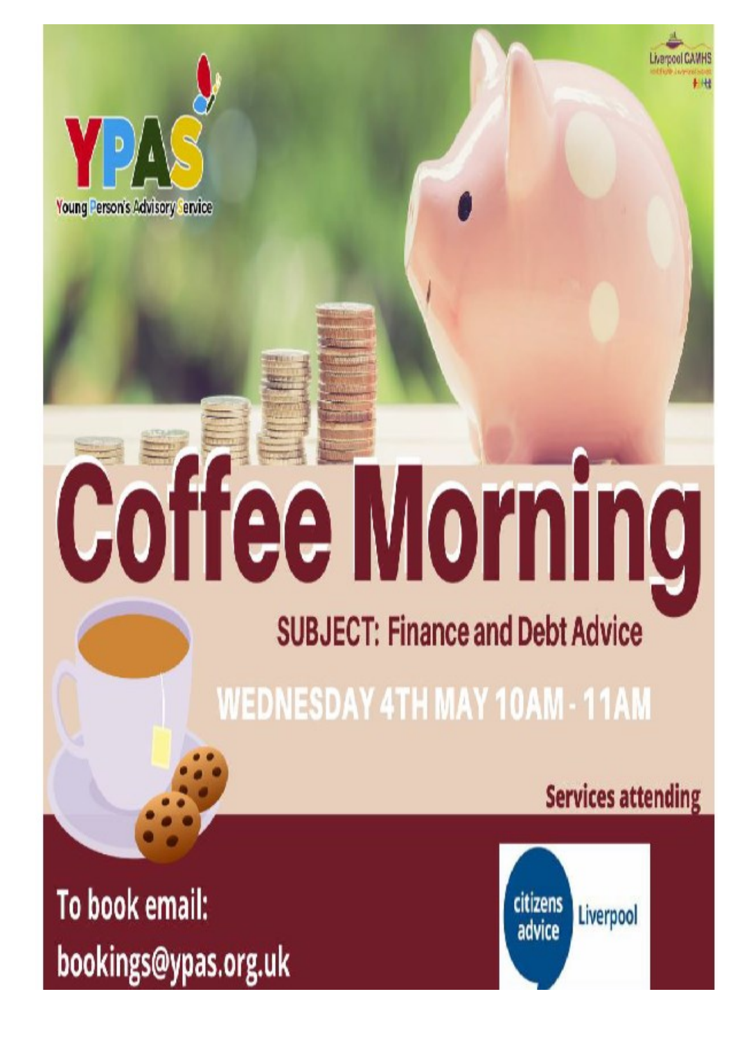YPAS

Young Person's Advisory Service

Liverpool CAMHS

# Coffee Morning

## SUBJECT: Finance and Debt Advice

## WEDNESDAY 4TH MAY 10AM - 11AM

**Services attending**

citizens advice Liverpool

To book email:
bookings@ypas.org.uk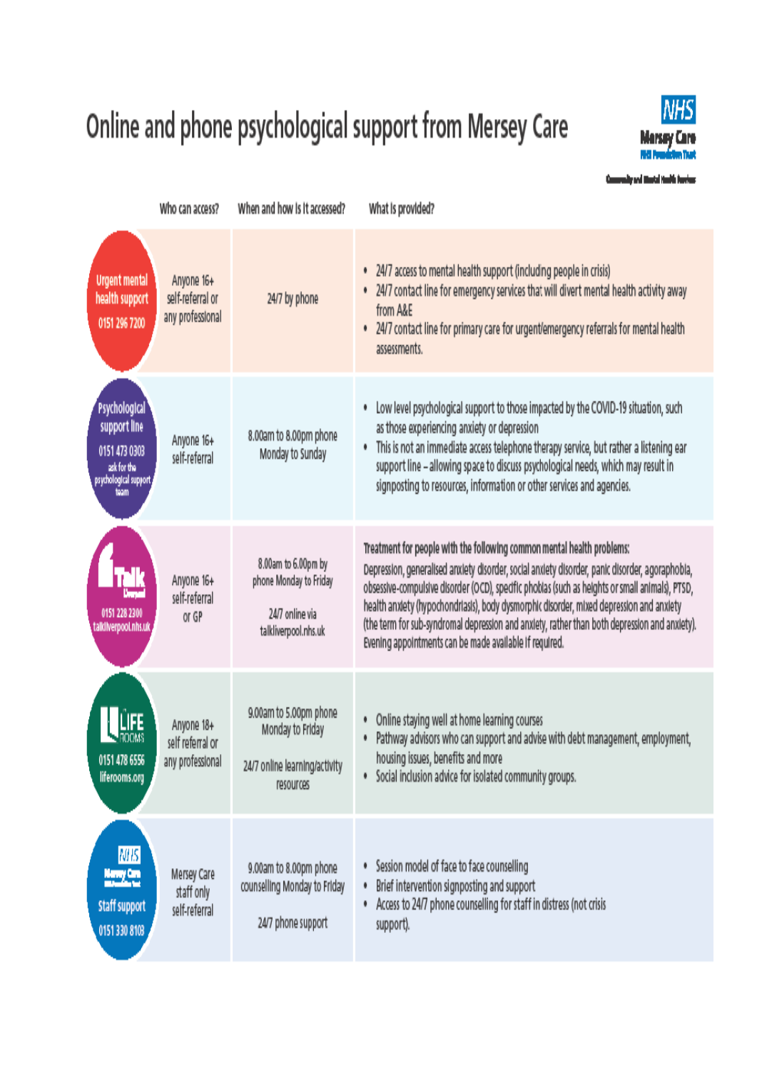# Online and phone psychological support from Mersey Care

NHS
Mersey Care
NHS Foundation Trust
Community and Mental Health Services

| | Who can access? | When and how is it accessed? | What is provided? |
|---|---|---|---|
| Urgent mental health support 0151 296 7200 | Anyone 16+ self-referral or any professional | 24/7 by phone | • 24/7 access to mental health support (including people in crisis)<br>• 24/7 contact line for emergency services that will divert mental health activity away from A&E<br>• 24/7 contact line for primary care for urgent/emergency referrals for mental health assessments. |
| Psychological support line 0151 473 0303 ask for the psychological support team | Anyone 16+ self-referral | 8.00am to 8.00pm phone Monday to Sunday | • Low level psychological support to those impacted by the COVID-19 situation, such as those experiencing anxiety or depression<br>• This is not an immediate access telephone therapy service, but rather a listening ear support line – allowing space to discuss psychological needs, which may result in signposting to resources, information or other services and agencies. |
| Talk Liverpool 0151 228 2300 talkliverpool.nhs.uk | Anyone 16+ self-referral or GP | 8.00am to 6.00pm by phone Monday to Friday<br><br>24/7 online via talkliverpool.nhs.uk | **Treatment for people with the following common mental health problems:**<br>Depression, generalised anxiety disorder, social anxiety disorder, panic disorder, agoraphobia, obsessive-compulsive disorder (OCD), specific phobias (such as heights or small animals), PTSD, health anxiety (hypochondriasis), body dysmorphic disorder, mixed depression and anxiety (the term for sub-syndromal depression and anxiety, rather than both depression and anxiety). Evening appointments can be made available if required. |
| Life Rooms 0151 478 6556 liferooms.org | Anyone 18+ self referral or any professional | 9.00am to 5.00pm phone Monday to Friday<br><br>24/7 online learning/activity resources | • Online staying well at home learning courses<br>• Pathway advisors who can support and advise with debt management, employment, housing issues, benefits and more<br>• Social inclusion advice for isolated community groups. |
| NHS Mersey Care NHS Foundation Trust Staff support 0151 330 8103 | Mersey Care staff only self-referral | 9.00am to 8.00pm phone counselling Monday to Friday<br><br>24/7 phone support | • Session model of face to face counselling<br>• Brief intervention signposting and support<br>• Access to 24/7 phone counselling for staff in distress (not crisis support). |